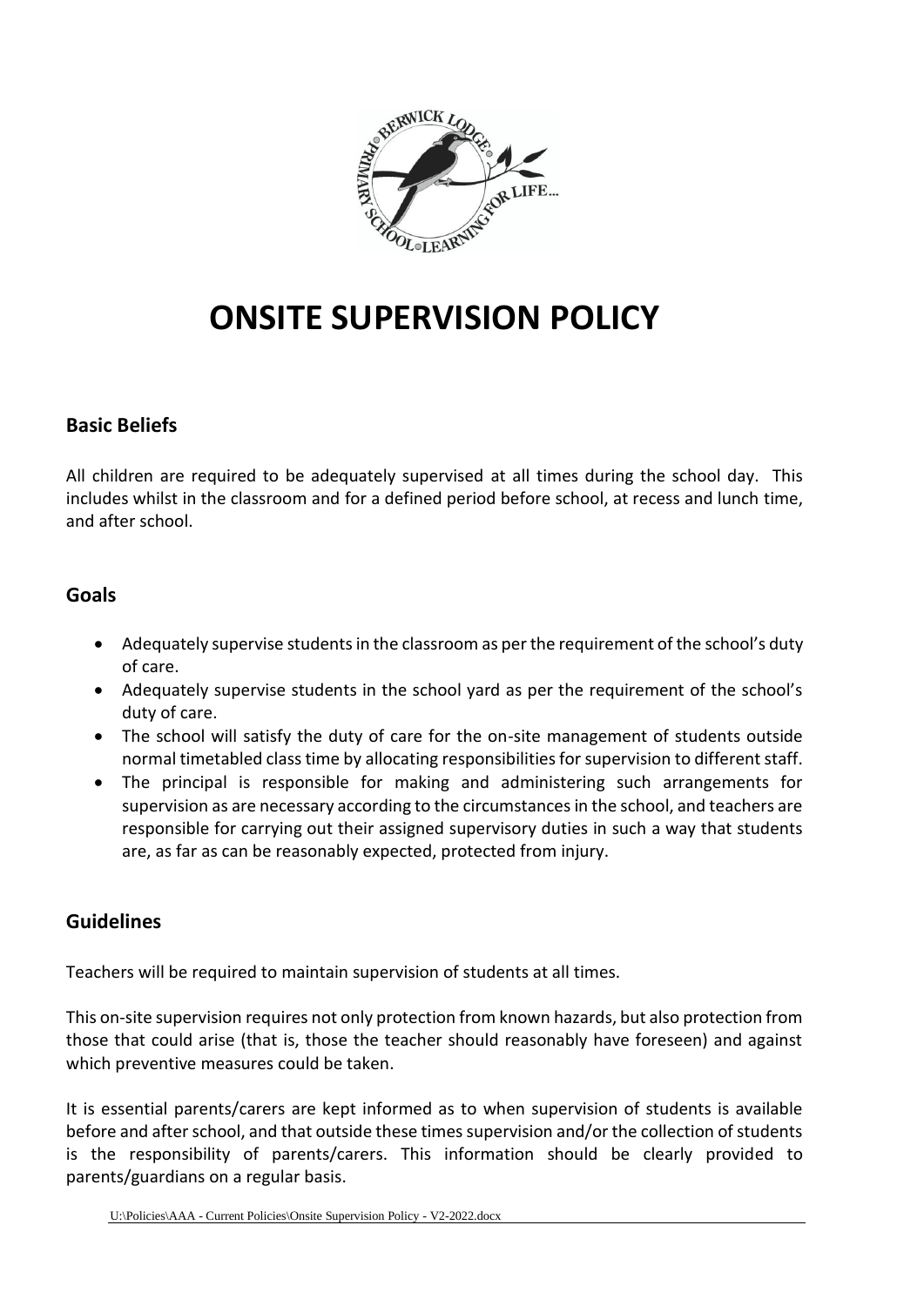# ONSITE SUPERVISION POLICY

## Basic Beliefs

All children are required to be adequately supervised at all times during the school day. This includes whilst in the classroom and for a defined period before school, at recess and lunch time, and after school.

## Goals

- Adequately supervise students in the classroom as per the requirement of the school's duty of care.
- Adequately supervise students in the school yard as per the requirement of the school's duty of care.
- The school will satisfy the duty of care for the on-site management of students outside normal timetabled class time by allocating responsibilities for supervision to different staff.
- The principal is responsible for making and administering such arrangements for supervision as are necessary according to the circumstances in the school, and teachers are responsible for carrying out their assigned supervisory duties in such a way that students are, as far as can be reasonably expected, protected from injury.

## Guidelines

Teachers will be required to maintain supervision of students at all times.

This on-site supervision requires not only protection from known hazards, but also protection from those that could arise (that is, those the teacher should reasonably have foreseen) and against which preventive measures could be taken.

It is essential parents/carers are kept informed as to when supervision of students is available before and after school, and that outside these times supervision and/or the collection of students is the responsibility of parents/carers. This information should be clearly provided to parents/guardians on a regular basis.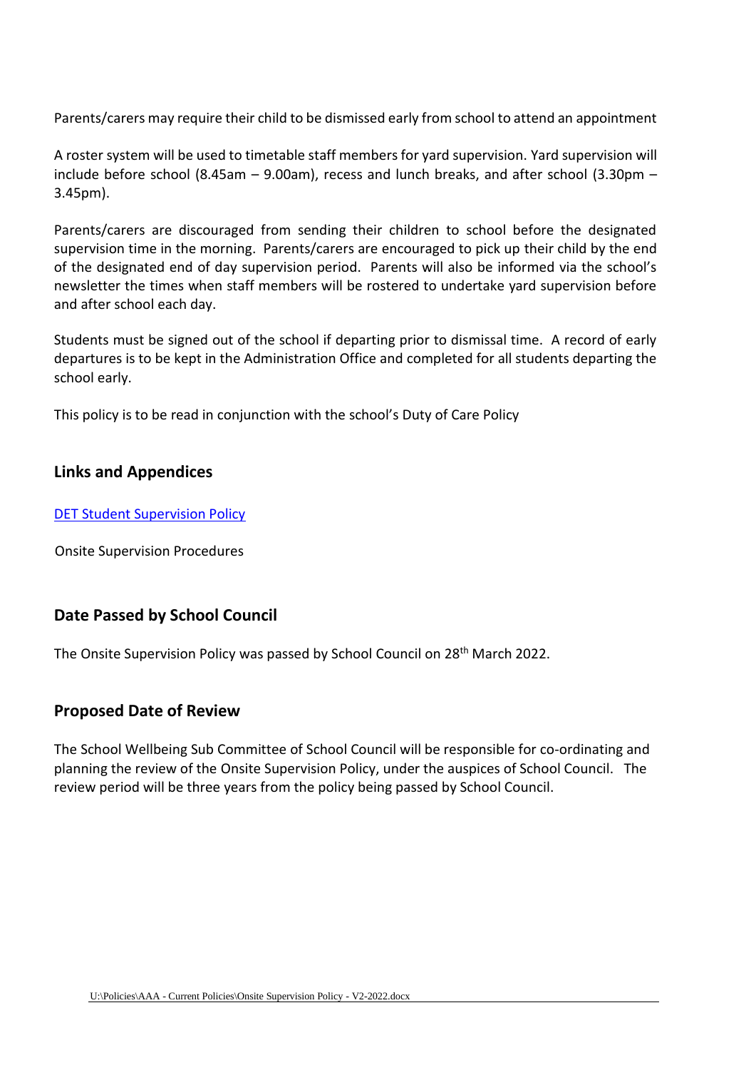Parents/carers may require their child to be dismissed early from school to attend an appointment

A roster system will be used to timetable staff members for yard supervision. Yard supervision will include before school (8.45am – 9.00am), recess and lunch breaks, and after school (3.30pm – 3.45pm).

Parents/carers are discouraged from sending their children to school before the designated supervision time in the morning. Parents/carers are encouraged to pick up their child by the end of the designated end of day supervision period. Parents will also be informed via the school's newsletter the times when staff members will be rostered to undertake yard supervision before and after school each day.

Students must be signed out of the school if departing prior to dismissal time. A record of early departures is to be kept in the Administration Office and completed for all students departing the school early.

This policy is to be read in conjunction with the school's Duty of Care Policy

## Links and Appendices

DET Student Supervision Policy

Onsite Supervision Procedures

## Date Passed by School Council

The Onsite Supervision Policy was passed by School Council on 28th March 2022.

## Proposed Date of Review

The School Wellbeing Sub Committee of School Council will be responsible for co-ordinating and planning the review of the Onsite Supervision Policy, under the auspices of School Council. The review period will be three years from the policy being passed by School Council.